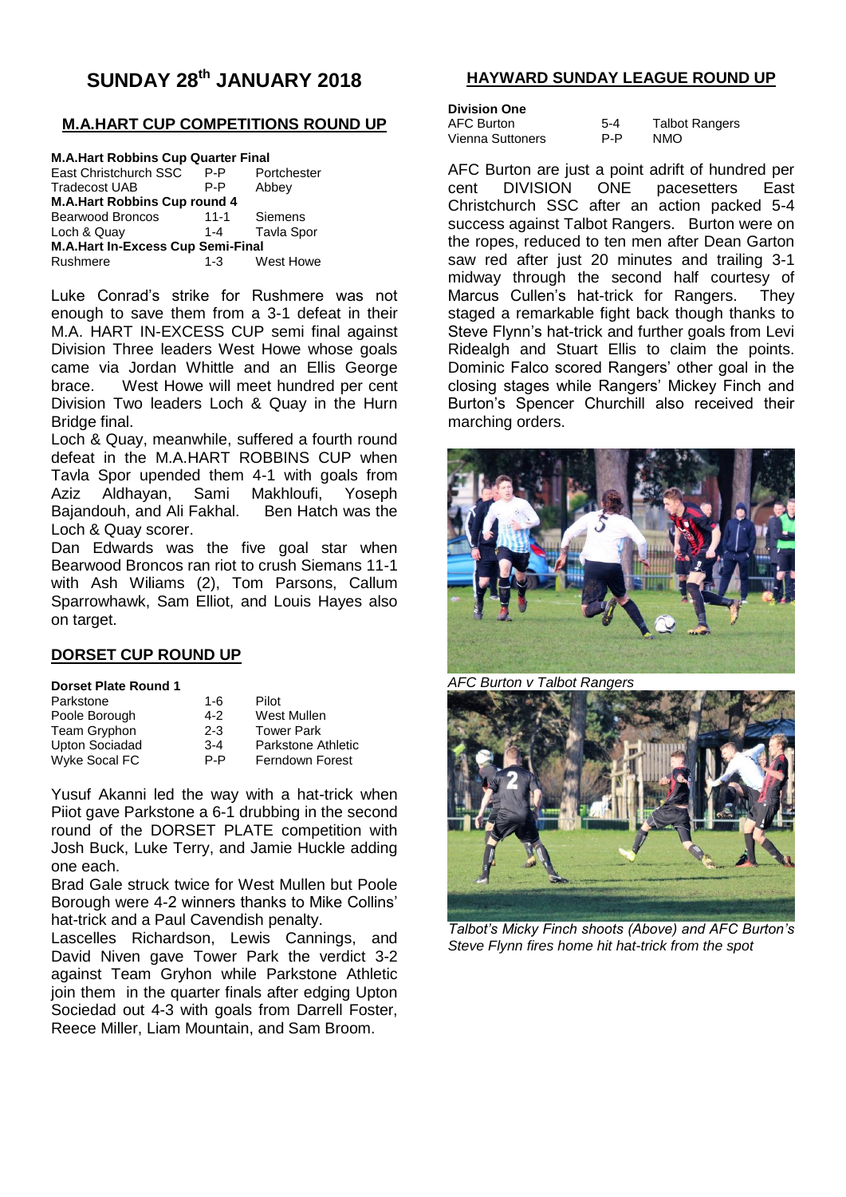# SUNDAY 28th JANUARY 2018

## M.A.HART CUP COMPETITIONS ROUND UP

| M.A.Hart Robbins Cup Quarter Final | | |
|---|---|---|
| East Christchurch SSC | P-P | Portchester |
| Tradecost UAB | P-P | Abbey |
| **M.A.Hart Robbins Cup round 4** | | |
| Bearwood Broncos | 11-1 | Siemens |
| Loch & Quay | 1-4 | Tavla Spor |
| **M.A.Hart In-Excess Cup Semi-Final** | | |
| Rushmere | 1-3 | West Howe |

Luke Conrad's strike for Rushmere was not enough to save them from a 3-1 defeat in their M.A. HART IN-EXCESS CUP semi final against Division Three leaders West Howe whose goals came via Jordan Whittle and an Ellis George brace. West Howe will meet hundred per cent Division Two leaders Loch & Quay in the Hurn Bridge final.

Loch & Quay, meanwhile, suffered a fourth round defeat in the M.A.HART ROBBINS CUP when Tavla Spor upended them 4-1 with goals from Aziz Aldhayan, Sami Makhloufi, Yoseph Bajandouh, and Ali Fakhal. Ben Hatch was the Loch & Quay scorer.

Dan Edwards was the five goal star when Bearwood Broncos ran riot to crush Siemans 11-1 with Ash Wiliams (2), Tom Parsons, Callum Sparrowhawk, Sam Elliot, and Louis Hayes also on target.

## DORSET CUP ROUND UP

| Dorset Plate Round 1 | | |
|---|---|---|
| Parkstone | 1-6 | Pilot |
| Poole Borough | 4-2 | West Mullen |
| Team Gryphon | 2-3 | Tower Park |
| Upton Sociadad | 3-4 | Parkstone Athletic |
| Wyke Socal FC | P-P | Ferndown Forest |

Yusuf Akanni led the way with a hat-trick when Piiot gave Parkstone a 6-1 drubbing in the second round of the DORSET PLATE competition with Josh Buck, Luke Terry, and Jamie Huckle adding one each.

Brad Gale struck twice for West Mullen but Poole Borough were 4-2 winners thanks to Mike Collins' hat-trick and a Paul Cavendish penalty.

Lascelles Richardson, Lewis Cannings, and David Niven gave Tower Park the verdict 3-2 against Team Gryhon while Parkstone Athletic join them in the quarter finals after edging Upton Sociedad out 4-3 with goals from Darrell Foster, Reece Miller, Liam Mountain, and Sam Broom.

## HAYWARD SUNDAY LEAGUE ROUND UP

| Division One | | |
|---|---|---|
| AFC Burton | 5-4 | Talbot Rangers |
| Vienna Suttoners | P-P | NMO |

AFC Burton are just a point adrift of hundred per cent DIVISION ONE pacesetters East Christchurch SSC after an action packed 5-4 success against Talbot Rangers. Burton were on the ropes, reduced to ten men after Dean Garton saw red after just 20 minutes and trailing 3-1 midway through the second half courtesy of Marcus Cullen's hat-trick for Rangers. They staged a remarkable fight back though thanks to Steve Flynn's hat-trick and further goals from Levi Ridealgh and Stuart Ellis to claim the points. Dominic Falco scored Rangers' other goal in the closing stages while Rangers' Mickey Finch and Burton's Spencer Churchill also received their marching orders.

*AFC Burton v Talbot Rangers*

*Talbot's Micky Finch shoots (Above) and AFC Burton's Steve Flynn fires home hit hat-trick from the spot*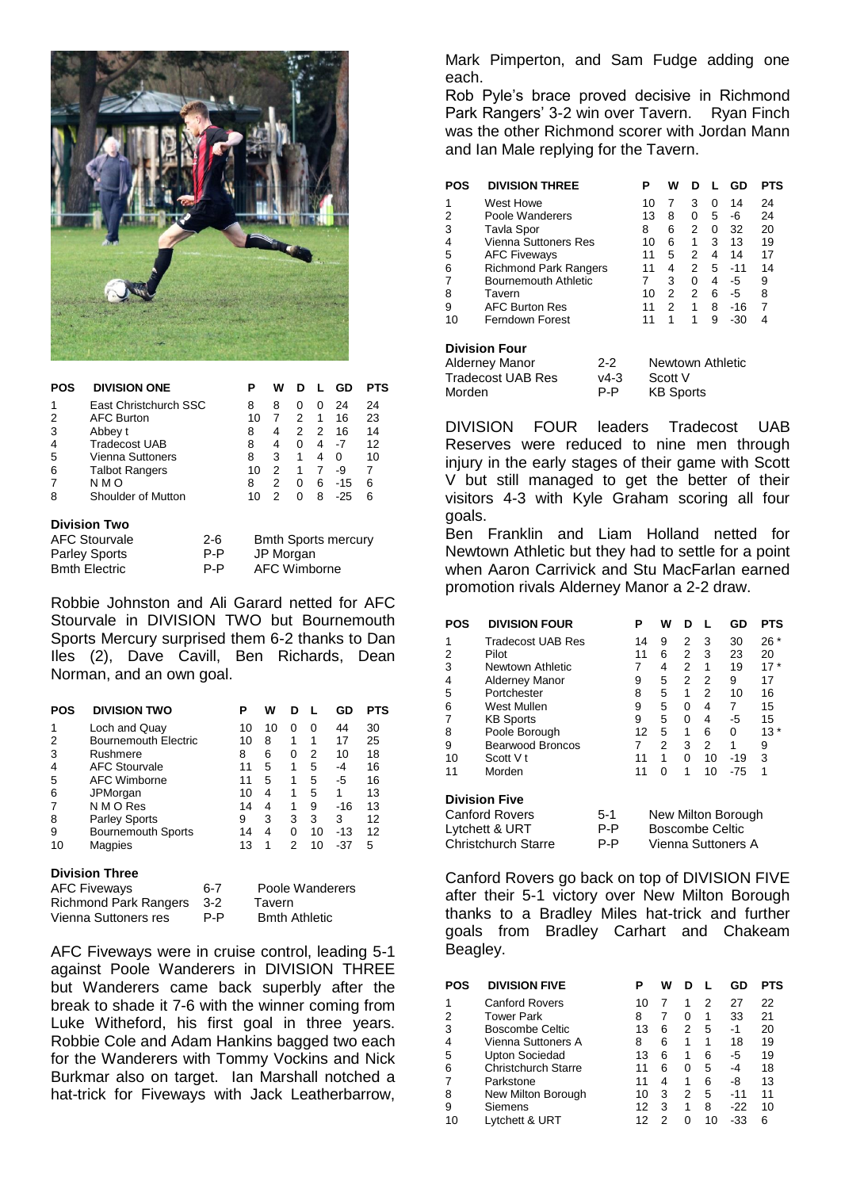| POS | DIVISION ONE | P | W | D | L | GD | PTS |
|---|---|---|---|---|---|---|---|
| 1 | East Christchurch SSC | 8 | 8 | 0 | 0 | 24 | 24 |
| 2 | AFC Burton | 10 | 7 | 2 | 1 | 16 | 23 |
| 3 | Abbey t | 8 | 4 | 2 | 2 | 16 | 14 |
| 4 | Tradecost UAB | 8 | 4 | 0 | 4 | -7 | 12 |
| 5 | Vienna Suttoners | 8 | 3 | 1 | 4 | 0 | 10 |
| 6 | Talbot Rangers | 10 | 2 | 1 | 7 | -9 | 7 |
| 7 | N M O | 8 | 2 | 0 | 6 | -15 | 6 |
| 8 | Shoulder of Mutton | 10 | 2 | 0 | 8 | -25 | 6 |

**Division Two**

| | | |
|---|---|---|
| AFC Stourvale | 2-6 | Bmth Sports mercury |
| Parley Sports | P-P | JP Morgan |
| Bmth Electric | P-P | AFC Wimborne |

Robbie Johnston and Ali Garard netted for AFC Stourvale in DIVISION TWO but Bournemouth Sports Mercury surprised them 6-2 thanks to Dan Iles (2), Dave Cavill, Ben Richards, Dean Norman, and an own goal.

| POS | DIVISION TWO | P | W | D | L | GD | PTS |
|---|---|---|---|---|---|---|---|
| 1 | Loch and Quay | 10 | 10 | 0 | 0 | 44 | 30 |
| 2 | Bournemouth Electric | 10 | 8 | 1 | 1 | 17 | 25 |
| 3 | Rushmere | 8 | 6 | 0 | 2 | 10 | 18 |
| 4 | AFC Stourvale | 11 | 5 | 1 | 5 | -4 | 16 |
| 5 | AFC Wimborne | 11 | 5 | 1 | 5 | -5 | 16 |
| 6 | JPMorgan | 10 | 4 | 1 | 5 | 1 | 13 |
| 7 | N M O Res | 14 | 4 | 1 | 9 | -16 | 13 |
| 8 | Parley Sports | 9 | 3 | 3 | 3 | 3 | 12 |
| 9 | Bournemouth Sports | 14 | 4 | 0 | 10 | -13 | 12 |
| 10 | Magpies | 13 | 1 | 2 | 10 | -37 | 5 |

**Division Three**

| | | |
|---|---|---|
| AFC Fiveways | 6-7 | Poole Wanderers |
| Richmond Park Rangers | 3-2 | Tavern |
| Vienna Suttoners res | P-P | Bmth Athletic |

AFC Fiveways were in cruise control, leading 5-1 against Poole Wanderers in DIVISION THREE but Wanderers came back superbly after the break to shade it 7-6 with the winner coming from Luke Witheford, his first goal in three years. Robbie Cole and Adam Hankins bagged two each for the Wanderers with Tommy Vockins and Nick Burkmar also on target. Ian Marshall notched a hat-trick for Fiveways with Jack Leatherbarrow, Mark Pimperton, and Sam Fudge adding one each.

Rob Pyle's brace proved decisive in Richmond Park Rangers' 3-2 win over Tavern. Ryan Finch was the other Richmond scorer with Jordan Mann and Ian Male replying for the Tavern.

| POS | DIVISION THREE | P | W | D | L | GD | PTS |
|---|---|---|---|---|---|---|---|
| 1 | West Howe | 10 | 7 | 3 | 0 | 14 | 24 |
| 2 | Poole Wanderers | 13 | 8 | 0 | 5 | -6 | 24 |
| 3 | Tavla Spor | 8 | 6 | 2 | 0 | 32 | 20 |
| 4 | Vienna Suttoners Res | 10 | 6 | 1 | 3 | 13 | 19 |
| 5 | AFC Fiveways | 11 | 5 | 2 | 4 | 14 | 17 |
| 6 | Richmond Park Rangers | 11 | 4 | 2 | 5 | -11 | 14 |
| 7 | Bournemouth Athletic | 7 | 3 | 0 | 4 | -5 | 9 |
| 8 | Tavern | 10 | 2 | 2 | 6 | -5 | 8 |
| 9 | AFC Burton Res | 11 | 2 | 1 | 8 | -16 | 7 |
| 10 | Ferndown Forest | 11 | 1 | 1 | 9 | -30 | 4 |

**Division Four**

| | | |
|---|---|---|
| Alderney Manor | 2-2 | Newtown Athletic |
| Tradecost UAB Res | v4-3 | Scott V |
| Morden | P-P | KB Sports |

DIVISION FOUR leaders Tradecost UAB Reserves were reduced to nine men through injury in the early stages of their game with Scott V but still managed to get the better of their visitors 4-3 with Kyle Graham scoring all four goals.

Ben Franklin and Liam Holland netted for Newtown Athletic but they had to settle for a point when Aaron Carrivick and Stu MacFarlan earned promotion rivals Alderney Manor a 2-2 draw.

| POS | DIVISION FOUR | P | W | D | L | GD | PTS |
|---|---|---|---|---|---|---|---|
| 1 | Tradecost UAB Res | 14 | 9 | 2 | 3 | 30 | 26 * |
| 2 | Pilot | 11 | 6 | 2 | 3 | 23 | 20 |
| 3 | Newtown Athletic | 7 | 4 | 2 | 1 | 19 | 17 * |
| 4 | Alderney Manor | 9 | 5 | 2 | 2 | 9 | 17 |
| 5 | Portchester | 8 | 5 | 1 | 2 | 10 | 16 |
| 6 | West Mullen | 9 | 5 | 0 | 4 | 7 | 15 |
| 7 | KB Sports | 9 | 5 | 0 | 4 | -5 | 15 |
| 8 | Poole Borough | 12 | 5 | 1 | 6 | 0 | 13 * |
| 9 | Bearwood Broncos | 7 | 2 | 3 | 2 | 1 | 9 |
| 10 | Scott V t | 11 | 1 | 0 | 10 | -19 | 3 |
| 11 | Morden | 11 | 0 | 1 | 10 | -75 | 1 |

**Division Five**

| | | |
|---|---|---|
| Canford Rovers | 5-1 | New Milton Borough |
| Lytchett & URT | P-P | Boscombe Celtic |
| Christchurch Starre | P-P | Vienna Suttoners A |

Canford Rovers go back on top of DIVISION FIVE after their 5-1 victory over New Milton Borough thanks to a Bradley Miles hat-trick and further goals from Bradley Carhart and Chakeam Beagley.

| POS | DIVISION FIVE | P | W | D | L | GD | PTS |
|---|---|---|---|---|---|---|---|
| 1 | Canford Rovers | 10 | 7 | 1 | 2 | 27 | 22 |
| 2 | Tower Park | 8 | 7 | 0 | 1 | 33 | 21 |
| 3 | Boscombe Celtic | 13 | 6 | 2 | 5 | -1 | 20 |
| 4 | Vienna Suttoners A | 8 | 6 | 1 | 1 | 18 | 19 |
| 5 | Upton Sociedad | 13 | 6 | 1 | 6 | -5 | 19 |
| 6 | Christchurch Starre | 11 | 6 | 0 | 5 | -4 | 18 |
| 7 | Parkstone | 11 | 4 | 1 | 6 | -8 | 13 |
| 8 | New Milton Borough | 10 | 3 | 2 | 5 | -11 | 11 |
| 9 | Siemens | 12 | 3 | 1 | 8 | -22 | 10 |
| 10 | Lytchett & URT | 12 | 2 | 0 | 10 | -33 | 6 |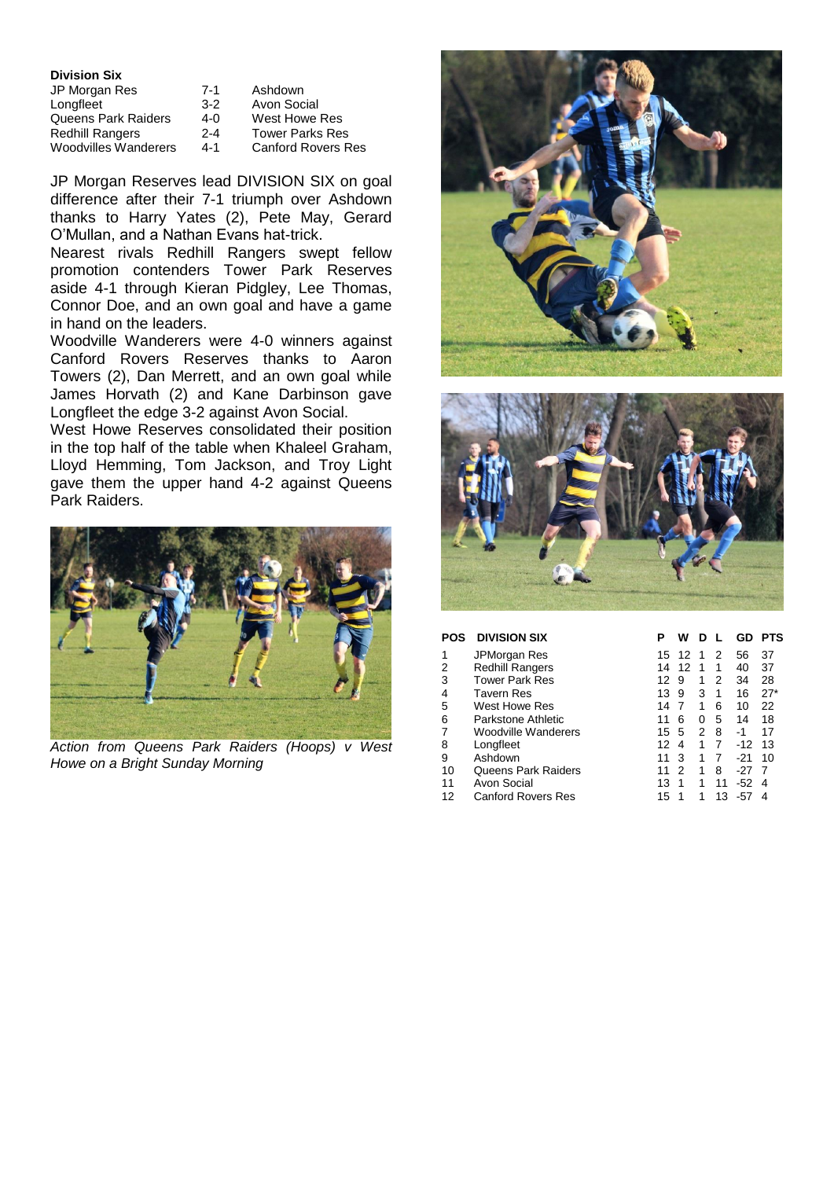**Division Six**

| | | |
|---|---|---|
| JP Morgan Res | 7-1 | Ashdown |
| Longfleet | 3-2 | Avon Social |
| Queens Park Raiders | 4-0 | West Howe Res |
| Redhill Rangers | 2-4 | Tower Parks Res |
| Woodvilles Wanderers | 4-1 | Canford Rovers Res |

JP Morgan Reserves lead DIVISION SIX on goal difference after their 7-1 triumph over Ashdown thanks to Harry Yates (2), Pete May, Gerard O'Mullan, and a Nathan Evans hat-trick.

Nearest rivals Redhill Rangers swept fellow promotion contenders Tower Park Reserves aside 4-1 through Kieran Pidgley, Lee Thomas, Connor Doe, and an own goal and have a game in hand on the leaders.

Woodville Wanderers were 4-0 winners against Canford Rovers Reserves thanks to Aaron Towers (2), Dan Merrett, and an own goal while James Horvath (2) and Kane Darbinson gave Longfleet the edge 3-2 against Avon Social.

West Howe Reserves consolidated their position in the top half of the table when Khaleel Graham, Lloyd Hemming, Tom Jackson, and Troy Light gave them the upper hand 4-2 against Queens Park Raiders.

*Action from Queens Park Raiders (Hoops) v West Howe on a Bright Sunday Morning*

| POS | DIVISION SIX | P | W | D | L | GD | PTS |
|---|---|---|---|---|---|---|---|
| 1 | JPMorgan Res | 15 | 12 | 1 | 2 | 56 | 37 |
| 2 | Redhill Rangers | 14 | 12 | 1 | 1 | 40 | 37 |
| 3 | Tower Park Res | 12 | 9 | 1 | 2 | 34 | 28 |
| 4 | Tavern Res | 13 | 9 | 3 | 1 | 16 | 27* |
| 5 | West Howe Res | 14 | 7 | 1 | 6 | 10 | 22 |
| 6 | Parkstone Athletic | 11 | 6 | 0 | 5 | 14 | 18 |
| 7 | Woodville Wanderers | 15 | 5 | 2 | 8 | -1 | 17 |
| 8 | Longfleet | 12 | 4 | 1 | 7 | -12 | 13 |
| 9 | Ashdown | 11 | 3 | 1 | 7 | -21 | 10 |
| 10 | Queens Park Raiders | 11 | 2 | 1 | 8 | -27 | 7 |
| 11 | Avon Social | 13 | 1 | 1 | 11 | -52 | 4 |
| 12 | Canford Rovers Res | 15 | 1 | 1 | 13 | -57 | 4 |